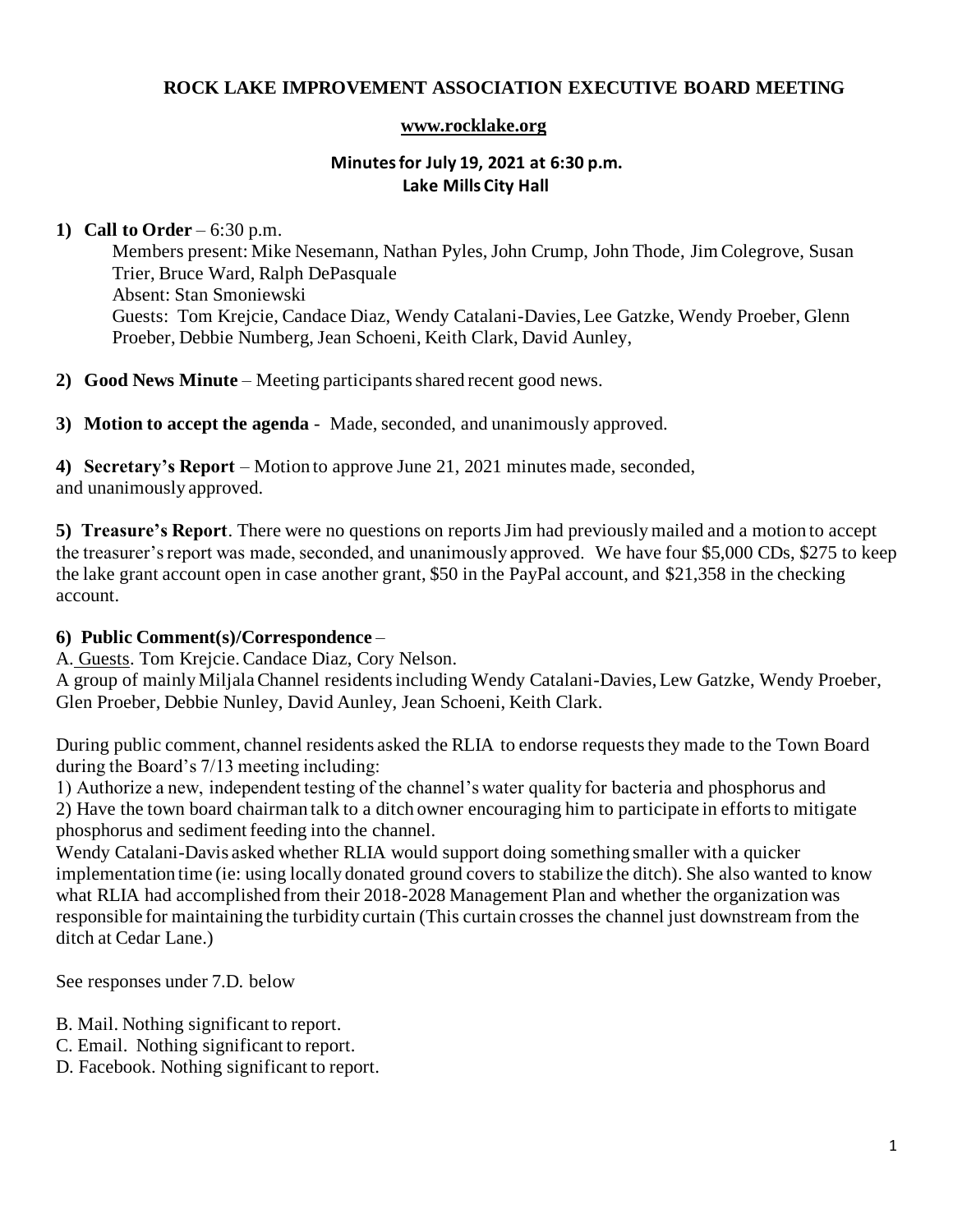# ROCK LAKE IMPROVEMENT ASSOCIATION EXECUTIVE BOARD MEETING

**www.rocklake.org**

**Minutes for July 19, 2021 at 6:30 p.m.**
**Lake Mills City Hall**

**1) Call to Order** – 6:30 p.m.

Members present: Mike Nesemann, Nathan Pyles, John Crump, John Thode, Jim Colegrove, Susan Trier, Bruce Ward, Ralph DePasquale
Absent: Stan Smoniewski
Guests: Tom Krejcie, Candace Diaz, Wendy Catalani-Davies, Lee Gatzke, Wendy Proeber, Glenn Proeber, Debbie Numberg, Jean Schoeni, Keith Clark, David Aunley,

**2) Good News Minute** – Meeting participants shared recent good news.

**3) Motion to accept the agenda** - Made, seconded, and unanimously approved.

**4) Secretary's Report** – Motion to approve June 21, 2021 minutes made, seconded, and unanimously approved.

**5) Treasure's Report**. There were no questions on reports Jim had previously mailed and a motion to accept the treasurer's report was made, seconded, and unanimously approved. We have four $5,000 CDs, $275 to keep the lake grant account open in case another grant, $50 in the PayPal account, and $21,358 in the checking account.

**6) Public Comment(s)/Correspondence** –

A. Guests. Tom Krejcie. Candace Diaz, Cory Nelson.
A group of mainly Miljala Channel residents including Wendy Catalani-Davies, Lew Gatzke, Wendy Proeber, Glen Proeber, Debbie Nunley, David Aunley, Jean Schoeni, Keith Clark.

During public comment, channel residents asked the RLIA to endorse requests they made to the Town Board during the Board's 7/13 meeting including:
1) Authorize a new, independent testing of the channel's water quality for bacteria and phosphorus and
2) Have the town board chairman talk to a ditch owner encouraging him to participate in efforts to mitigate phosphorus and sediment feeding into the channel.
Wendy Catalani-Davis asked whether RLIA would support doing something smaller with a quicker implementation time (ie: using locally donated ground covers to stabilize the ditch). She also wanted to know what RLIA had accomplished from their 2018-2028 Management Plan and whether the organization was responsible for maintaining the turbidity curtain (This curtain crosses the channel just downstream from the ditch at Cedar Lane.)

See responses under 7.D. below

B. Mail. Nothing significant to report.
C. Email. Nothing significant to report.
D. Facebook. Nothing significant to report.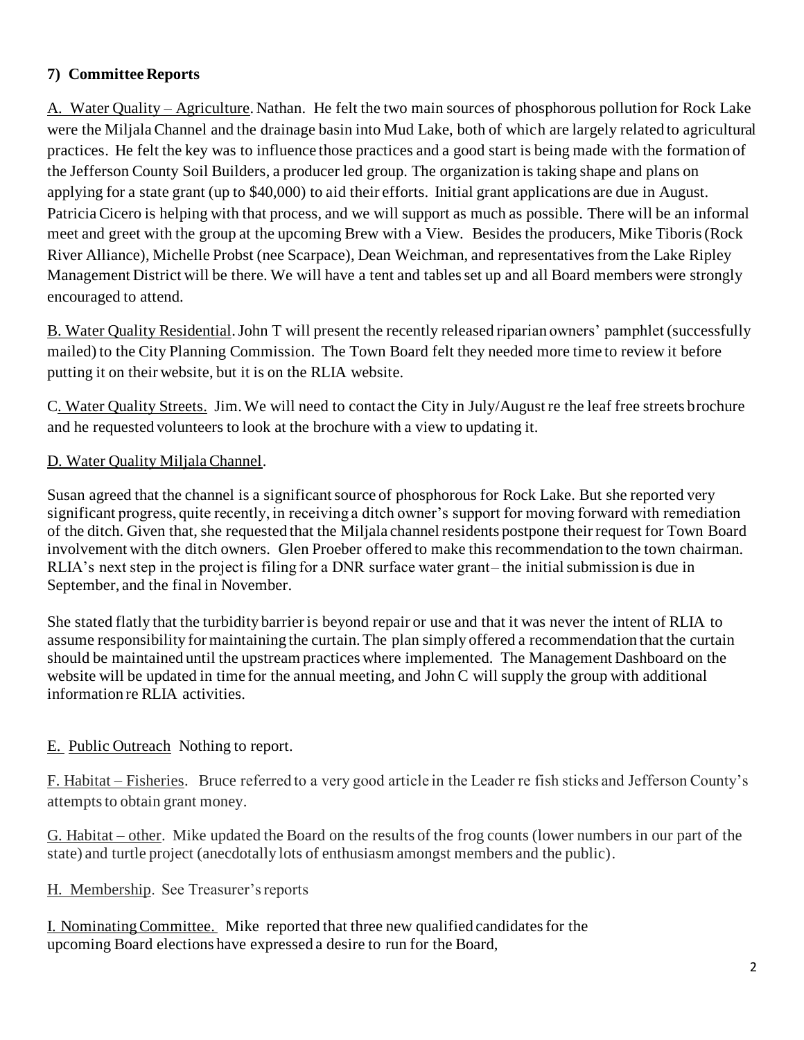**7) Committee Reports**

A. Water Quality – Agriculture. Nathan. He felt the two main sources of phosphorous pollution for Rock Lake were the Miljala Channel and the drainage basin into Mud Lake, both of which are largely related to agricultural practices. He felt the key was to influence those practices and a good start is being made with the formation of the Jefferson County Soil Builders, a producer led group. The organization is taking shape and plans on applying for a state grant (up to $40,000) to aid their efforts. Initial grant applications are due in August. Patricia Cicero is helping with that process, and we will support as much as possible. There will be an informal meet and greet with the group at the upcoming Brew with a View. Besides the producers, Mike Tiboris (Rock River Alliance), Michelle Probst (nee Scarpace), Dean Weichman, and representatives from the Lake Ripley Management District will be there. We will have a tent and tables set up and all Board members were strongly encouraged to attend.

B. Water Quality Residential. John T will present the recently released riparian owners' pamphlet (successfully mailed) to the City Planning Commission. The Town Board felt they needed more time to review it before putting it on their website, but it is on the RLIA website.

C. Water Quality Streets. Jim. We will need to contact the City in July/August re the leaf free streets brochure and he requested volunteers to look at the brochure with a view to updating it.

D. Water Quality Miljala Channel.

Susan agreed that the channel is a significant source of phosphorous for Rock Lake. But she reported very significant progress, quite recently, in receiving a ditch owner's support for moving forward with remediation of the ditch. Given that, she requested that the Miljala channel residents postpone their request for Town Board involvement with the ditch owners. Glen Proeber offered to make this recommendation to the town chairman. RLIA's next step in the project is filing for a DNR surface water grant – the initial submission is due in September, and the final in November.

She stated flatly that the turbidity barrier is beyond repair or use and that it was never the intent of RLIA to assume responsibility for maintaining the curtain. The plan simply offered a recommendation that the curtain should be maintained until the upstream practices where implemented. The Management Dashboard on the website will be updated in time for the annual meeting, and John C will supply the group with additional information re RLIA activities.

E. Public Outreach Nothing to report.

F. Habitat – Fisheries. Bruce referred to a very good article in the Leader re fish sticks and Jefferson County's attempts to obtain grant money.

G. Habitat – other. Mike updated the Board on the results of the frog counts (lower numbers in our part of the state) and turtle project (anecdotally lots of enthusiasm amongst members and the public).

H. Membership. See Treasurer's reports

I. Nominating Committee. Mike reported that three new qualified candidates for the upcoming Board elections have expressed a desire to run for the Board,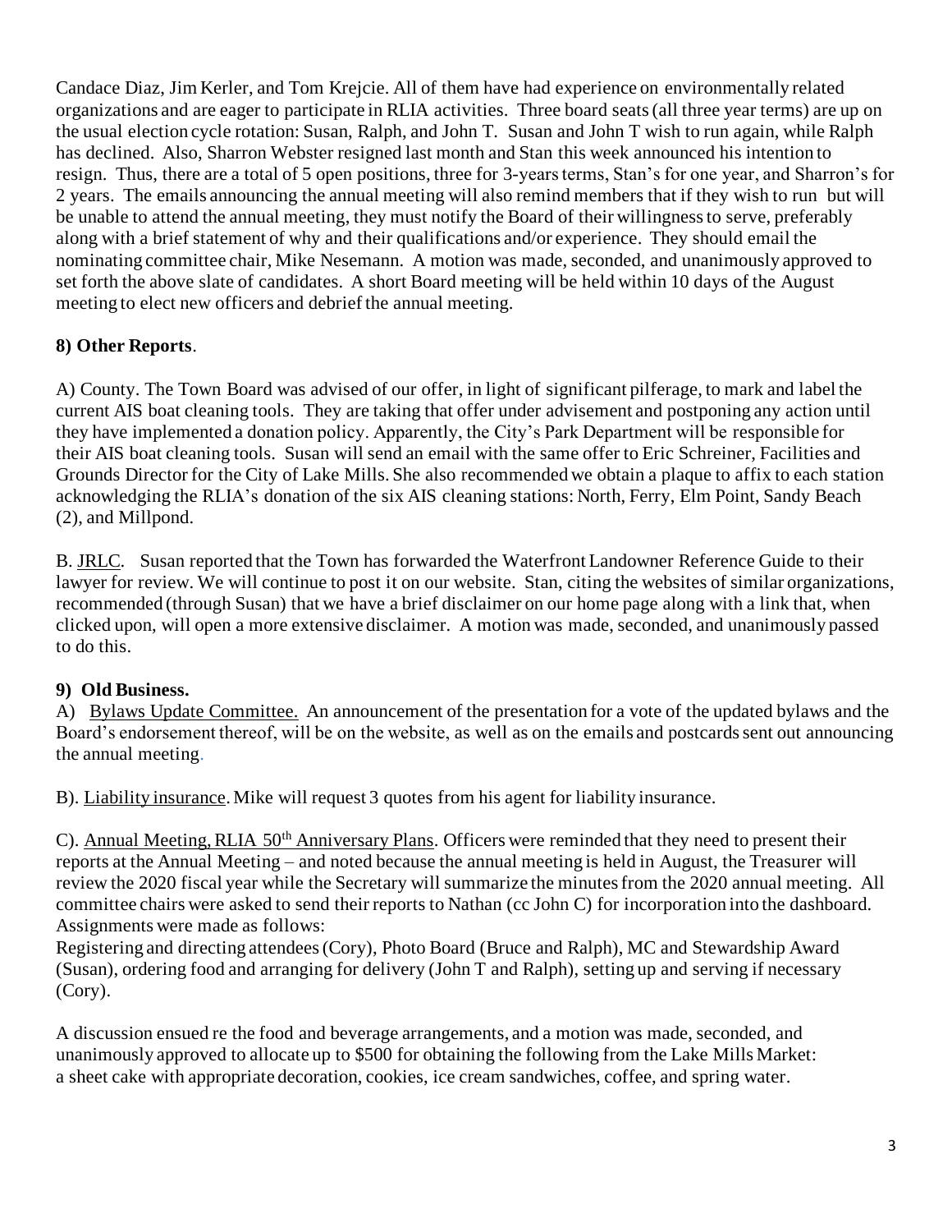Candace Diaz, Jim Kerler, and Tom Krejcie. All of them have had experience on environmentally related organizations and are eager to participate in RLIA activities. Three board seats (all three year terms) are up on the usual election cycle rotation: Susan, Ralph, and John T. Susan and John T wish to run again, while Ralph has declined. Also, Sharron Webster resigned last month and Stan this week announced his intention to resign. Thus, there are a total of 5 open positions, three for 3-years terms, Stan's for one year, and Sharron's for 2 years. The emails announcing the annual meeting will also remind members that if they wish to run but will be unable to attend the annual meeting, they must notify the Board of their willingness to serve, preferably along with a brief statement of why and their qualifications and/or experience. They should email the nominating committee chair, Mike Nesemann. A motion was made, seconded, and unanimously approved to set forth the above slate of candidates. A short Board meeting will be held within 10 days of the August meeting to elect new officers and debrief the annual meeting.

**8) Other Reports**.

A) County. The Town Board was advised of our offer, in light of significant pilferage, to mark and label the current AIS boat cleaning tools. They are taking that offer under advisement and postponing any action until they have implemented a donation policy. Apparently, the City's Park Department will be responsible for their AIS boat cleaning tools. Susan will send an email with the same offer to Eric Schreiner, Facilities and Grounds Director for the City of Lake Mills. She also recommended we obtain a plaque to affix to each station acknowledging the RLIA's donation of the six AIS cleaning stations: North, Ferry, Elm Point, Sandy Beach (2), and Millpond.

B. JRLC. Susan reported that the Town has forwarded the Waterfront Landowner Reference Guide to their lawyer for review. We will continue to post it on our website. Stan, citing the websites of similar organizations, recommended (through Susan) that we have a brief disclaimer on our home page along with a link that, when clicked upon, will open a more extensive disclaimer. A motion was made, seconded, and unanimously passed to do this.

**9) Old Business.**

A) Bylaws Update Committee. An announcement of the presentation for a vote of the updated bylaws and the Board's endorsement thereof, will be on the website, as well as on the emails and postcards sent out announcing the annual meeting.

B). Liability insurance. Mike will request 3 quotes from his agent for liability insurance.

C). Annual Meeting, RLIA 50th Anniversary Plans. Officers were reminded that they need to present their reports at the Annual Meeting – and noted because the annual meeting is held in August, the Treasurer will review the 2020 fiscal year while the Secretary will summarize the minutes from the 2020 annual meeting. All committee chairs were asked to send their reports to Nathan (cc John C) for incorporation into the dashboard. Assignments were made as follows:

Registering and directing attendees (Cory), Photo Board (Bruce and Ralph), MC and Stewardship Award (Susan), ordering food and arranging for delivery (John T and Ralph), setting up and serving if necessary (Cory).

A discussion ensued re the food and beverage arrangements, and a motion was made, seconded, and unanimously approved to allocate up to $500 for obtaining the following from the Lake Mills Market: a sheet cake with appropriate decoration, cookies, ice cream sandwiches, coffee, and spring water.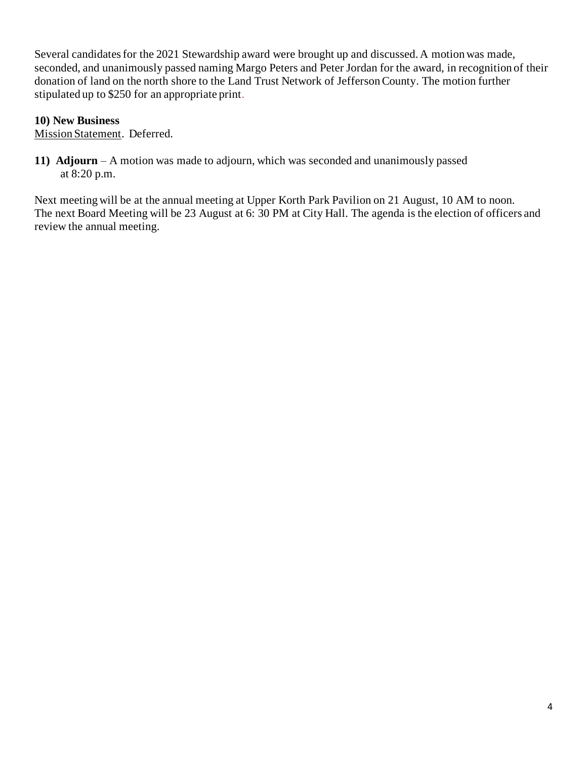Several candidates for the 2021 Stewardship award were brought up and discussed. A motion was made, seconded, and unanimously passed naming Margo Peters and Peter Jordan for the award, in recognition of their donation of land on the north shore to the Land Trust Network of Jefferson County. The motion further stipulated up to $250 for an appropriate print.

**10) New Business**

Mission Statement. Deferred.

**11) Adjourn** – A motion was made to adjourn, which was seconded and unanimously passed at 8:20 p.m.

Next meeting will be at the annual meeting at Upper Korth Park Pavilion on 21 August, 10 AM to noon. The next Board Meeting will be 23 August at 6: 30 PM at City Hall. The agenda is the election of officers and review the annual meeting.